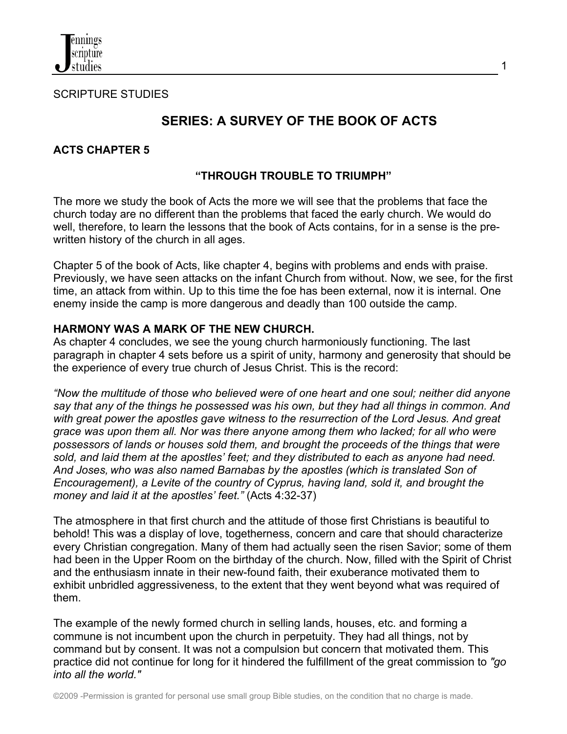SCRIPTURE STUDIES

# SERIES: A SURVEY OF THE BOOK OF ACTS

## ACTS CHAPTER 5

### "THROUGH TROUBLE TO TRIUMPH"

The more we study the book of Acts the more we will see that the problems that face the church today are no different than the problems that faced the early church. We would do well, therefore, to learn the lessons that the book of Acts contains, for in a sense is the pre-written history of the church in all ages.

Chapter 5 of the book of Acts, like chapter 4, begins with problems and ends with praise. Previously, we have seen attacks on the infant Church from without. Now, we see, for the first time, an attack from within. Up to this time the foe has been external, now it is internal. One enemy inside the camp is more dangerous and deadly than 100 outside the camp.

**HARMONY WAS A MARK OF THE NEW CHURCH.**

As chapter 4 concludes, we see the young church harmoniously functioning. The last paragraph in chapter 4 sets before us a spirit of unity, harmony and generosity that should be the experience of every true church of Jesus Christ. This is the record:

*"Now the multitude of those who believed were of one heart and one soul; neither did anyone say that any of the things he possessed was his own, but they had all things in common. And with great power the apostles gave witness to the resurrection of the Lord Jesus. And great grace was upon them all. Nor was there anyone among them who lacked; for all who were possessors of lands or houses sold them, and brought the proceeds of the things that were sold, and laid them at the apostles' feet; and they distributed to each as anyone had need. And Joses, who was also named Barnabas by the apostles (which is translated Son of Encouragement), a Levite of the country of Cyprus, having land, sold it, and brought the money and laid it at the apostles' feet."* (Acts 4:32-37)

The atmosphere in that first church and the attitude of those first Christians is beautiful to behold! This was a display of love, togetherness, concern and care that should characterize every Christian congregation. Many of them had actually seen the risen Savior; some of them had been in the Upper Room on the birthday of the church. Now, filled with the Spirit of Christ and the enthusiasm innate in their new-found faith, their exuberance motivated them to exhibit unbridled aggressiveness, to the extent that they went beyond what was required of them.

The example of the newly formed church in selling lands, houses, etc. and forming a commune is not incumbent upon the church in perpetuity. They had all things, not by command but by consent. It was not a compulsion but concern that motivated them. This practice did not continue for long for it hindered the fulfillment of the great commission to *"go into all the world."*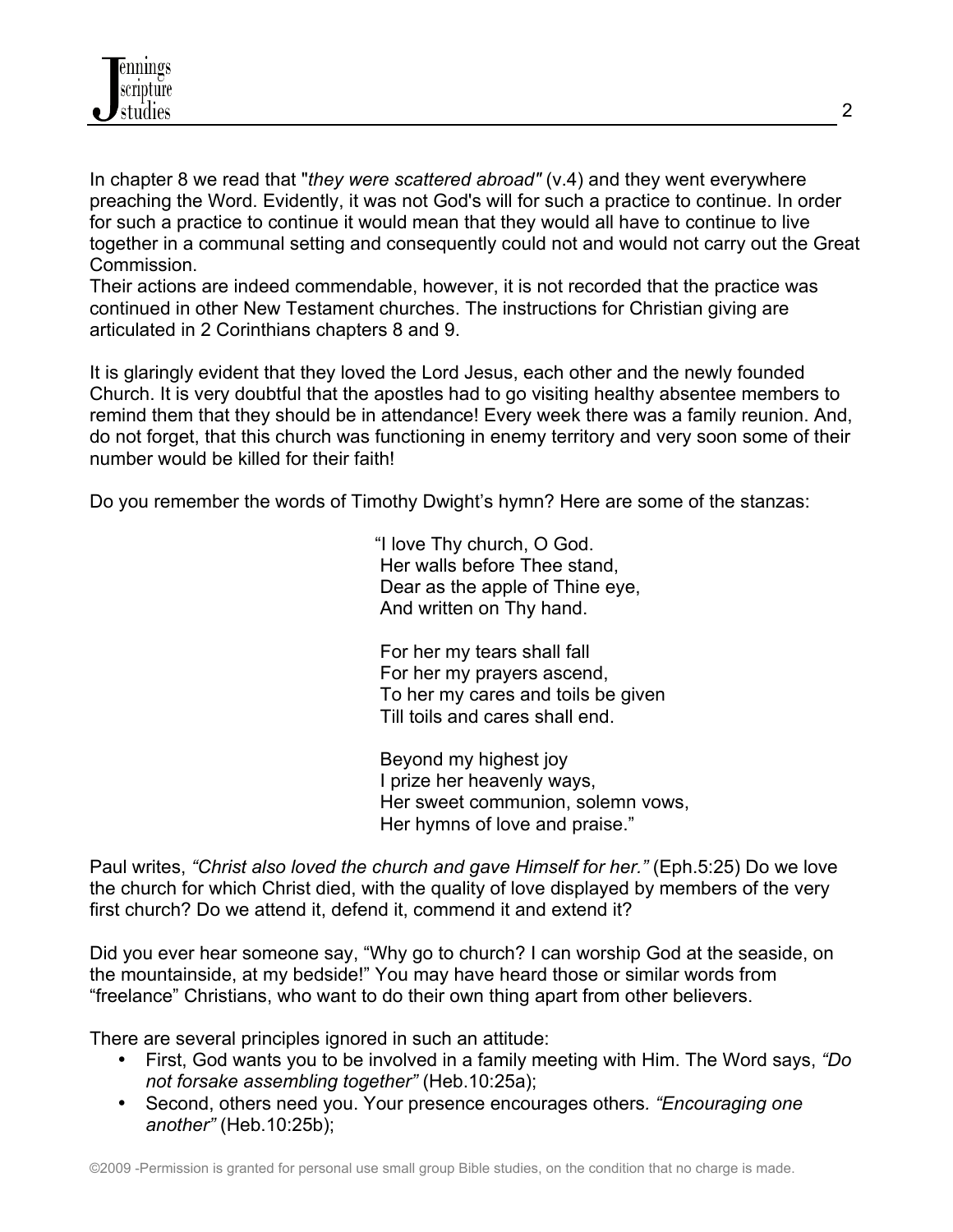In chapter 8 we read that "*they were scattered abroad"* (v.4) and they went everywhere preaching the Word. Evidently, it was not God's will for such a practice to continue. In order for such a practice to continue it would mean that they would all have to continue to live together in a communal setting and consequently could not and would not carry out the Great Commission.
Their actions are indeed commendable, however, it is not recorded that the practice was continued in other New Testament churches. The instructions for Christian giving are articulated in 2 Corinthians chapters 8 and 9.

It is glaringly evident that they loved the Lord Jesus, each other and the newly founded Church. It is very doubtful that the apostles had to go visiting healthy absentee members to remind them that they should be in attendance! Every week there was a family reunion. And, do not forget, that this church was functioning in enemy territory and very soon some of their number would be killed for their faith!

Do you remember the words of Timothy Dwight's hymn? Here are some of the stanzas:

> "I love Thy church, O God.
> Her walls before Thee stand,
> Dear as the apple of Thine eye,
> And written on Thy hand.
>
> For her my tears shall fall
> For her my prayers ascend,
> To her my cares and toils be given
> Till toils and cares shall end.
>
> Beyond my highest joy
> I prize her heavenly ways,
> Her sweet communion, solemn vows,
> Her hymns of love and praise."

Paul writes, *"Christ also loved the church and gave Himself for her."* (Eph.5:25) Do we love the church for which Christ died, with the quality of love displayed by members of the very first church? Do we attend it, defend it, commend it and extend it?

Did you ever hear someone say, "Why go to church? I can worship God at the seaside, on the mountainside, at my bedside!" You may have heard those or similar words from "freelance" Christians, who want to do their own thing apart from other believers.

There are several principles ignored in such an attitude:

- First, God wants you to be involved in a family meeting with Him. The Word says, *"Do not forsake assembling together"* (Heb.10:25a);
- Second, others need you. Your presence encourages others. *"Encouraging one another"* (Heb.10:25b);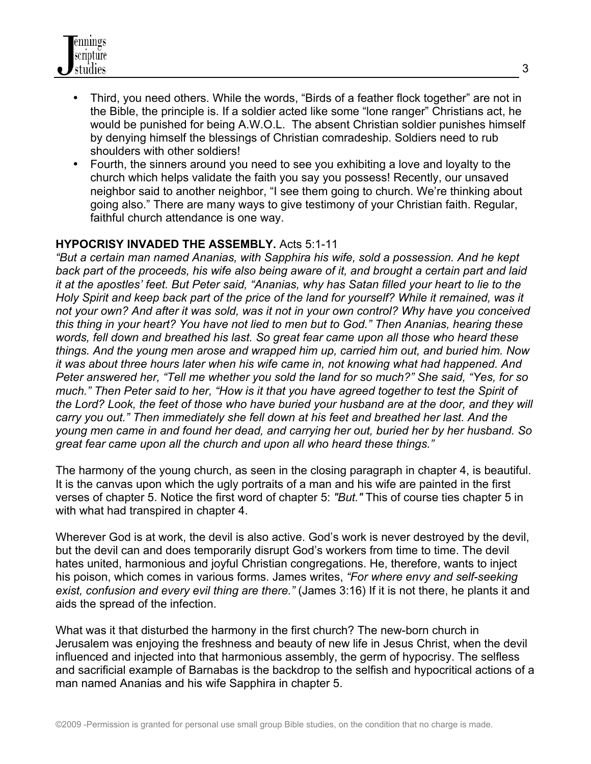- Third, you need others. While the words, “Birds of a feather flock together” are not in the Bible, the principle is. If a soldier acted like some “lone ranger” Christians act, he would be punished for being A.W.O.L. The absent Christian soldier punishes himself by denying himself the blessings of Christian comradeship. Soldiers need to rub shoulders with other soldiers!
- Fourth, the sinners around you need to see you exhibiting a love and loyalty to the church which helps validate the faith you say you possess! Recently, our unsaved neighbor said to another neighbor, “I see them going to church. We’re thinking about going also.” There are many ways to give testimony of your Christian faith. Regular, faithful church attendance is one way.

**HYPOCRISY INVADED THE ASSEMBLY.** Acts 5:1-11

*“But a certain man named Ananias, with Sapphira his wife, sold a possession. And he kept back part of the proceeds, his wife also being aware of it, and brought a certain part and laid it at the apostles’ feet. But Peter said, “Ananias, why has Satan filled your heart to lie to the Holy Spirit and keep back part of the price of the land for yourself? While it remained, was it not your own? And after it was sold, was it not in your own control? Why have you conceived this thing in your heart? You have not lied to men but to God.” Then Ananias, hearing these words, fell down and breathed his last. So great fear came upon all those who heard these things. And the young men arose and wrapped him up, carried him out, and buried him. Now it was about three hours later when his wife came in, not knowing what had happened. And Peter answered her, “Tell me whether you sold the land for so much?” She said, “Yes, for so much.” Then Peter said to her, “How is it that you have agreed together to test the Spirit of the Lord? Look, the feet of those who have buried your husband are at the door, and they will carry you out.” Then immediately she fell down at his feet and breathed her last. And the young men came in and found her dead, and carrying her out, buried her by her husband. So great fear came upon all the church and upon all who heard these things.”*

The harmony of the young church, as seen in the closing paragraph in chapter 4, is beautiful. It is the canvas upon which the ugly portraits of a man and his wife are painted in the first verses of chapter 5. Notice the first word of chapter 5: *"But."* This of course ties chapter 5 in with what had transpired in chapter 4.

Wherever God is at work, the devil is also active. God’s work is never destroyed by the devil, but the devil can and does temporarily disrupt God’s workers from time to time. The devil hates united, harmonious and joyful Christian congregations. He, therefore, wants to inject his poison, which comes in various forms. James writes, *“For where envy and self-seeking exist, confusion and every evil thing are there.”* (James 3:16) If it is not there, he plants it and aids the spread of the infection.

What was it that disturbed the harmony in the first church? The new-born church in Jerusalem was enjoying the freshness and beauty of new life in Jesus Christ, when the devil influenced and injected into that harmonious assembly, the germ of hypocrisy. The selfless and sacrificial example of Barnabas is the backdrop to the selfish and hypocritical actions of a man named Ananias and his wife Sapphira in chapter 5.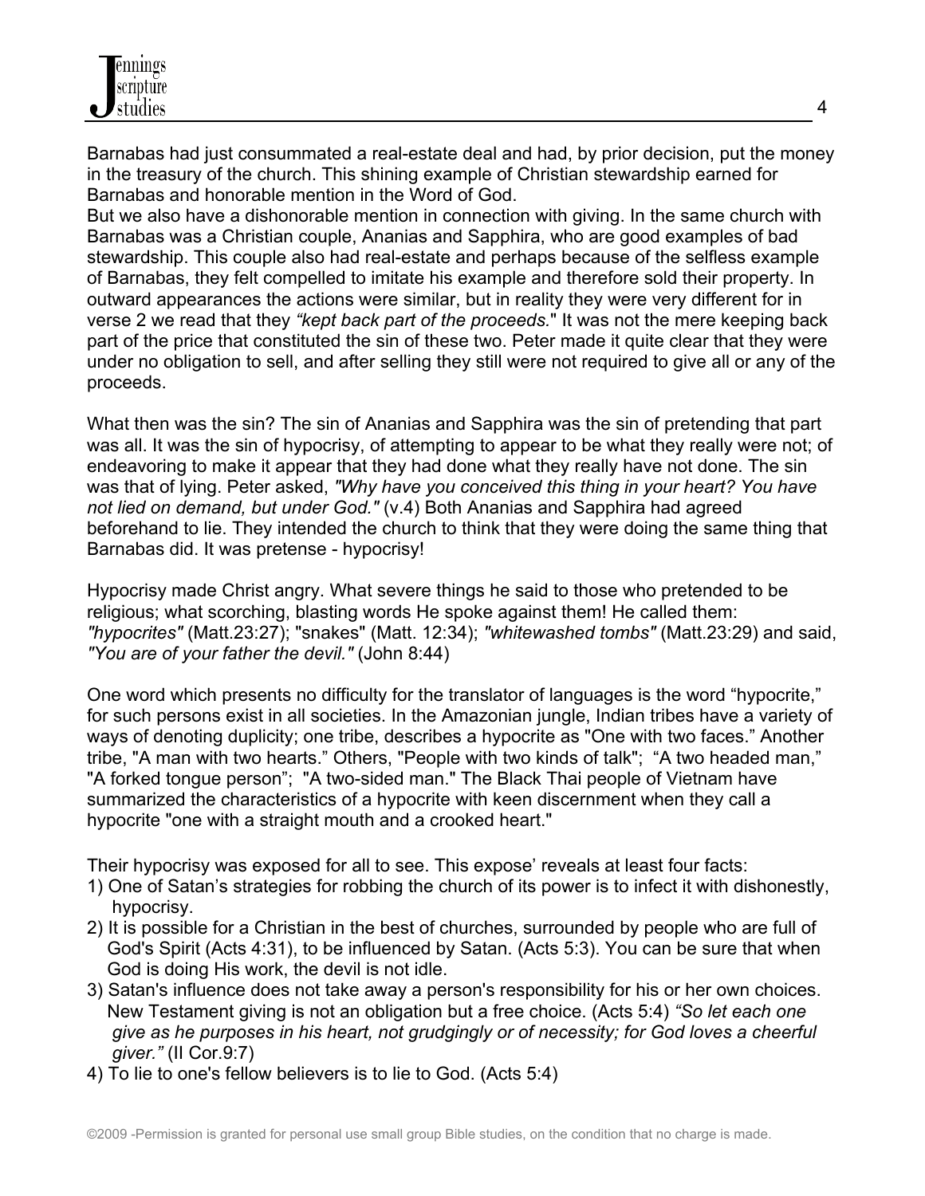Barnabas had just consummated a real-estate deal and had, by prior decision, put the money in the treasury of the church. This shining example of Christian stewardship earned for Barnabas and honorable mention in the Word of God.

But we also have a dishonorable mention in connection with giving. In the same church with Barnabas was a Christian couple, Ananias and Sapphira, who are good examples of bad stewardship. This couple also had real-estate and perhaps because of the selfless example of Barnabas, they felt compelled to imitate his example and therefore sold their property. In outward appearances the actions were similar, but in reality they were very different for in verse 2 we read that they *"kept back part of the proceeds.*" It was not the mere keeping back part of the price that constituted the sin of these two. Peter made it quite clear that they were under no obligation to sell, and after selling they still were not required to give all or any of the proceeds.

What then was the sin? The sin of Ananias and Sapphira was the sin of pretending that part was all. It was the sin of hypocrisy, of attempting to appear to be what they really were not; of endeavoring to make it appear that they had done what they really have not done. The sin was that of lying. Peter asked, *"Why have you conceived this thing in your heart? You have not lied on demand, but under God."* (v.4) Both Ananias and Sapphira had agreed beforehand to lie. They intended the church to think that they were doing the same thing that Barnabas did. It was pretense - hypocrisy!

Hypocrisy made Christ angry. What severe things he said to those who pretended to be religious; what scorching, blasting words He spoke against them! He called them: *"hypocrites"* (Matt.23:27); "snakes" (Matt. 12:34); *"whitewashed tombs"* (Matt.23:29) and said, *"You are of your father the devil."* (John 8:44)

One word which presents no difficulty for the translator of languages is the word "hypocrite," for such persons exist in all societies. In the Amazonian jungle, Indian tribes have a variety of ways of denoting duplicity; one tribe, describes a hypocrite as "One with two faces." Another tribe, "A man with two hearts." Others, "People with two kinds of talk"; "A two headed man," "A forked tongue person"; "A two-sided man." The Black Thai people of Vietnam have summarized the characteristics of a hypocrite with keen discernment when they call a hypocrite "one with a straight mouth and a crooked heart."

Their hypocrisy was exposed for all to see. This expose' reveals at least four facts:

1) One of Satan's strategies for robbing the church of its power is to infect it with dishonestly, hypocrisy.
2) It is possible for a Christian in the best of churches, surrounded by people who are full of God's Spirit (Acts 4:31), to be influenced by Satan. (Acts 5:3). You can be sure that when God is doing His work, the devil is not idle.
3) Satan's influence does not take away a person's responsibility for his or her own choices. New Testament giving is not an obligation but a free choice. (Acts 5:4) *"So let each one give as he purposes in his heart, not grudgingly or of necessity; for God loves a cheerful giver."* (II Cor.9:7)
4) To lie to one's fellow believers is to lie to God. (Acts 5:4)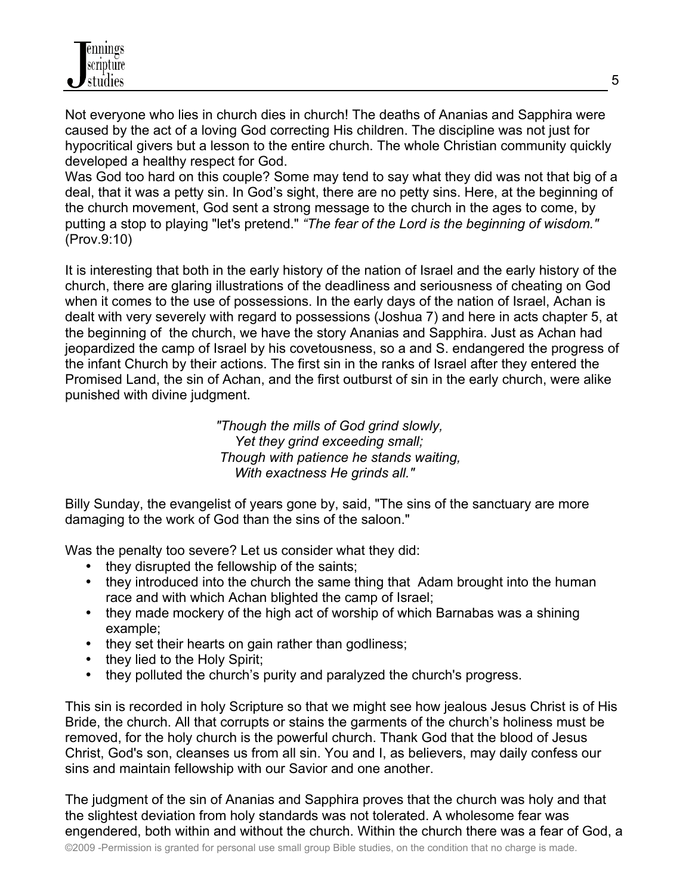Not everyone who lies in church dies in church! The deaths of Ananias and Sapphira were caused by the act of a loving God correcting His children. The discipline was not just for hypocritical givers but a lesson to the entire church. The whole Christian community quickly developed a healthy respect for God.
Was God too hard on this couple? Some may tend to say what they did was not that big of a deal, that it was a petty sin. In God's sight, there are no petty sins. Here, at the beginning of the church movement, God sent a strong message to the church in the ages to come, by putting a stop to playing "let's pretend." *"The fear of the Lord is the beginning of wisdom."* (Prov.9:10)

It is interesting that both in the early history of the nation of Israel and the early history of the church, there are glaring illustrations of the deadliness and seriousness of cheating on God when it comes to the use of possessions. In the early days of the nation of Israel, Achan is dealt with very severely with regard to possessions (Joshua 7) and here in acts chapter 5, at the beginning of the church, we have the story Ananias and Sapphira. Just as Achan had jeopardized the camp of Israel by his covetousness, so a and S. endangered the progress of the infant Church by their actions. The first sin in the ranks of Israel after they entered the Promised Land, the sin of Achan, and the first outburst of sin in the early church, were alike punished with divine judgment.

> *"Though the mills of God grind slowly,*
> *Yet they grind exceeding small;*
> *Though with patience he stands waiting,*
> *With exactness He grinds all."*

Billy Sunday, the evangelist of years gone by, said, "The sins of the sanctuary are more damaging to the work of God than the sins of the saloon."

Was the penalty too severe? Let us consider what they did:

- they disrupted the fellowship of the saints;
- they introduced into the church the same thing that Adam brought into the human race and with which Achan blighted the camp of Israel;
- they made mockery of the high act of worship of which Barnabas was a shining example;
- they set their hearts on gain rather than godliness;
- they lied to the Holy Spirit;
- they polluted the church's purity and paralyzed the church's progress.

This sin is recorded in holy Scripture so that we might see how jealous Jesus Christ is of His Bride, the church. All that corrupts or stains the garments of the church's holiness must be removed, for the holy church is the powerful church. Thank God that the blood of Jesus Christ, God's son, cleanses us from all sin. You and I, as believers, may daily confess our sins and maintain fellowship with our Savior and one another.

The judgment of the sin of Ananias and Sapphira proves that the church was holy and that the slightest deviation from holy standards was not tolerated. A wholesome fear was engendered, both within and without the church. Within the church there was a fear of God, a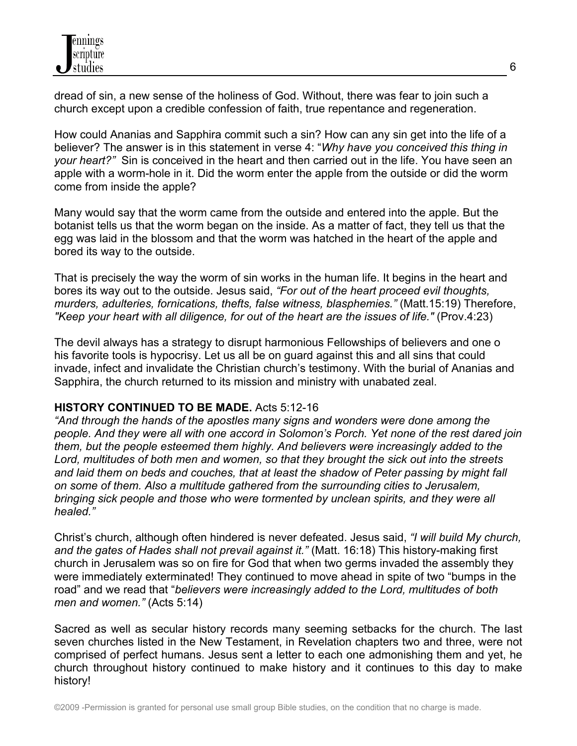dread of sin, a new sense of the holiness of God. Without, there was fear to join such a church except upon a credible confession of faith, true repentance and regeneration.

How could Ananias and Sapphira commit such a sin? How can any sin get into the life of a believer? The answer is in this statement in verse 4: "*Why have you conceived this thing in your heart?"* Sin is conceived in the heart and then carried out in the life. You have seen an apple with a worm-hole in it. Did the worm enter the apple from the outside or did the worm come from inside the apple?

Many would say that the worm came from the outside and entered into the apple. But the botanist tells us that the worm began on the inside. As a matter of fact, they tell us that the egg was laid in the blossom and that the worm was hatched in the heart of the apple and bored its way to the outside.

That is precisely the way the worm of sin works in the human life. It begins in the heart and bores its way out to the outside. Jesus said, *"For out of the heart proceed evil thoughts, murders, adulteries, fornications, thefts, false witness, blasphemies."* (Matt.15:19) Therefore, *"Keep your heart with all diligence, for out of the heart are the issues of life."* (Prov.4:23)

The devil always has a strategy to disrupt harmonious Fellowships of believers and one o his favorite tools is hypocrisy. Let us all be on guard against this and all sins that could invade, infect and invalidate the Christian church's testimony. With the burial of Ananias and Sapphira, the church returned to its mission and ministry with unabated zeal.

**HISTORY CONTINUED TO BE MADE.** Acts 5:12-16

*"And through the hands of the apostles many signs and wonders were done among the people. And they were all with one accord in Solomon's Porch. Yet none of the rest dared join them, but the people esteemed them highly. And believers were increasingly added to the Lord, multitudes of both men and women, so that they brought the sick out into the streets and laid them on beds and couches, that at least the shadow of Peter passing by might fall on some of them. Also a multitude gathered from the surrounding cities to Jerusalem, bringing sick people and those who were tormented by unclean spirits, and they were all healed."*

Christ's church, although often hindered is never defeated. Jesus said, *"I will build My church, and the gates of Hades shall not prevail against it."* (Matt. 16:18) This history-making first church in Jerusalem was so on fire for God that when two germs invaded the assembly they were immediately exterminated! They continued to move ahead in spite of two "bumps in the road" and we read that "*believers were increasingly added to the Lord, multitudes of both men and women."* (Acts 5:14)

Sacred as well as secular history records many seeming setbacks for the church. The last seven churches listed in the New Testament, in Revelation chapters two and three, were not comprised of perfect humans. Jesus sent a letter to each one admonishing them and yet, he church throughout history continued to make history and it continues to this day to make history!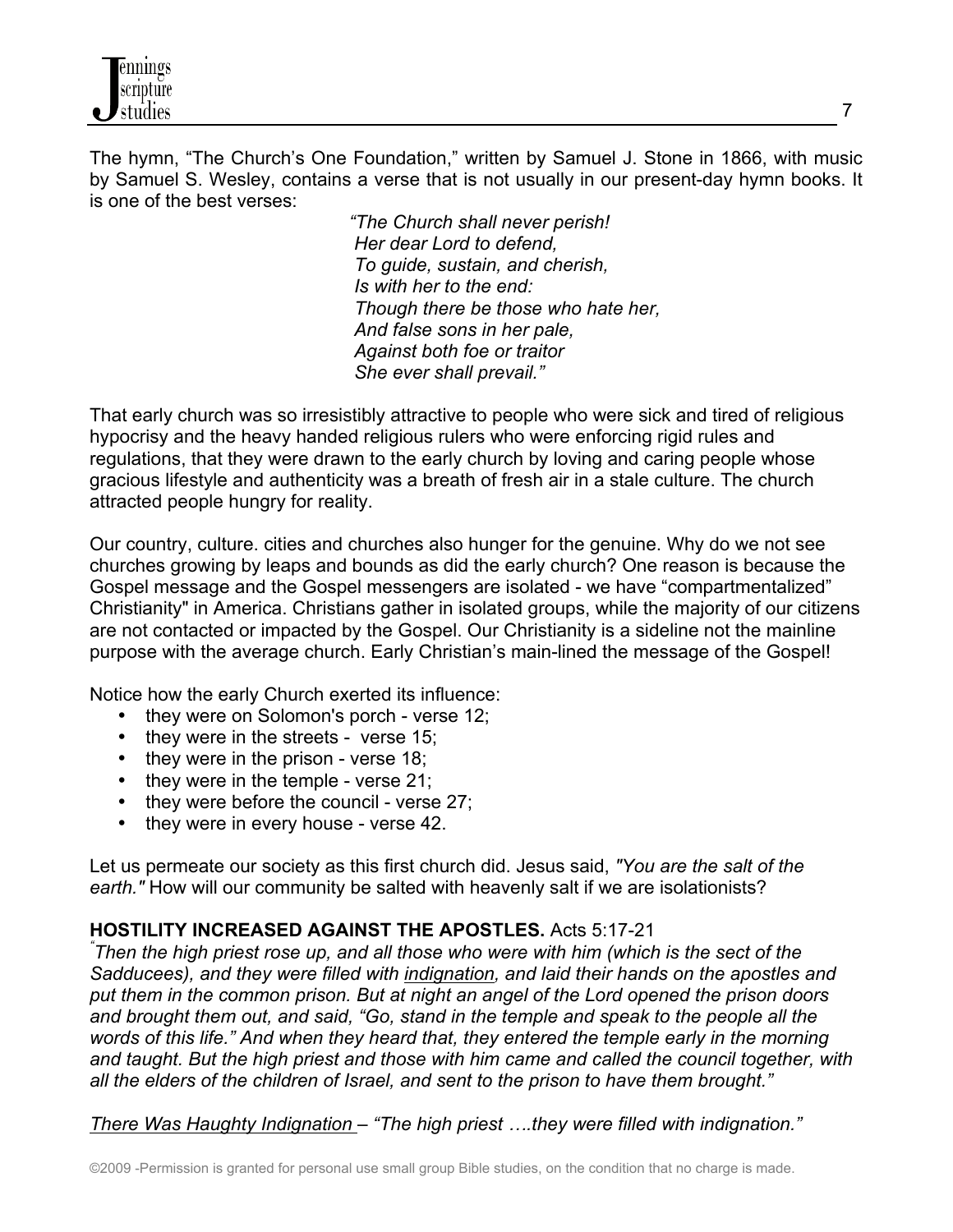The hymn, "The Church's One Foundation," written by Samuel J. Stone in 1866, with music by Samuel S. Wesley, contains a verse that is not usually in our present-day hymn books. It is one of the best verses:

> *"The Church shall never perish!*
> *Her dear Lord to defend,*
> *To guide, sustain, and cherish,*
> *Is with her to the end:*
> *Though there be those who hate her,*
> *And false sons in her pale,*
> *Against both foe or traitor*
> *She ever shall prevail."*

That early church was so irresistibly attractive to people who were sick and tired of religious hypocrisy and the heavy handed religious rulers who were enforcing rigid rules and regulations, that they were drawn to the early church by loving and caring people whose gracious lifestyle and authenticity was a breath of fresh air in a stale culture. The church attracted people hungry for reality.

Our country, culture. cities and churches also hunger for the genuine. Why do we not see churches growing by leaps and bounds as did the early church? One reason is because the Gospel message and the Gospel messengers are isolated - we have "compartmentalized" Christianity" in America. Christians gather in isolated groups, while the majority of our citizens are not contacted or impacted by the Gospel. Our Christianity is a sideline not the mainline purpose with the average church. Early Christian's main-lined the message of the Gospel!

Notice how the early Church exerted its influence:

- they were on Solomon's porch - verse 12;
- they were in the streets - verse 15;
- they were in the prison - verse 18;
- they were in the temple - verse 21;
- they were before the council - verse 27;
- they were in every house - verse 42.

Let us permeate our society as this first church did. Jesus said, *"You are the salt of the earth."* How will our community be salted with heavenly salt if we are isolationists?

**HOSTILITY INCREASED AGAINST THE APOSTLES.** Acts 5:17-21

*"Then the high priest rose up, and all those who were with him (which is the sect of the Sadducees), and they were filled with* ***indignation****, and laid their hands on the apostles and put them in the common prison. But at night an angel of the Lord opened the prison doors and brought them out, and said, "Go, stand in the temple and speak to the people all the words of this life." And when they heard that, they entered the temple early in the morning and taught. But the high priest and those with him came and called the council together, with all the elders of the children of Israel, and sent to the prison to have them brought."*

*There Was Haughty Indignation – "The high priest ….they were filled with indignation."*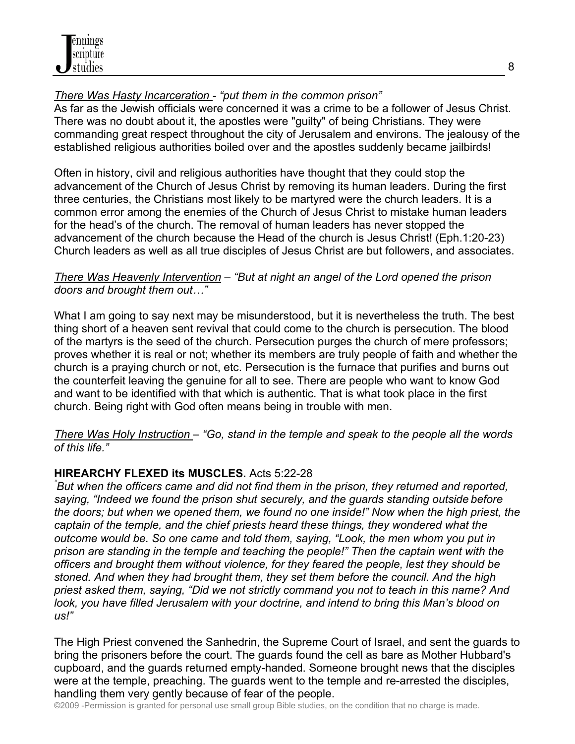*<u>There Was Hasty Incarceration</u> - "put them in the common prison"*
As far as the Jewish officials were concerned it was a crime to be a follower of Jesus Christ. There was no doubt about it, the apostles were "guilty" of being Christians. They were commanding great respect throughout the city of Jerusalem and environs. The jealousy of the established religious authorities boiled over and the apostles suddenly became jailbirds!

Often in history, civil and religious authorities have thought that they could stop the advancement of the Church of Jesus Christ by removing its human leaders. During the first three centuries, the Christians most likely to be martyred were the church leaders. It is a common error among the enemies of the Church of Jesus Christ to mistake human leaders for the head's of the church. The removal of human leaders has never stopped the advancement of the church because the Head of the church is Jesus Christ! (Eph.1:20-23) Church leaders as well as all true disciples of Jesus Christ are but followers, and associates.

*<u>There Was Heavenly Intervention</u> – "But at night an angel of the Lord opened the prison doors and brought them out…"*

What I am going to say next may be misunderstood, but it is nevertheless the truth. The best thing short of a heaven sent revival that could come to the church is persecution. The blood of the martyrs is the seed of the church. Persecution purges the church of mere professors; proves whether it is real or not; whether its members are truly people of faith and whether the church is a praying church or not, etc. Persecution is the furnace that purifies and burns out the counterfeit leaving the genuine for all to see. There are people who want to know God and want to be identified with that which is authentic. That is what took place in the first church. Being right with God often means being in trouble with men.

*<u>There Was Holy Instruction</u> – "Go, stand in the temple and speak to the people all the words of this life."*

**HIREARCHY FLEXED its MUSCLES.** Acts 5:22-28

*"But when the officers came and did not find them in the prison, they returned and reported, saying, "Indeed we found the prison shut securely, and the guards standing outside before the doors; but when we opened them, we found no one inside!" Now when the high priest, the captain of the temple, and the chief priests heard these things, they wondered what the outcome would be. So one came and told them, saying, "Look, the men whom you put in prison are standing in the temple and teaching the people!" Then the captain went with the officers and brought them without violence, for they feared the people, lest they should be stoned. And when they had brought them, they set them before the council. And the high priest asked them, saying, "Did we not strictly command you not to teach in this name? And look, you have filled Jerusalem with your doctrine, and intend to bring this Man's blood on us!"*

The High Priest convened the Sanhedrin, the Supreme Court of Israel, and sent the guards to bring the prisoners before the court. The guards found the cell as bare as Mother Hubbard's cupboard, and the guards returned empty-handed. Someone brought news that the disciples were at the temple, preaching. The guards went to the temple and re-arrested the disciples, handling them very gently because of fear of the people.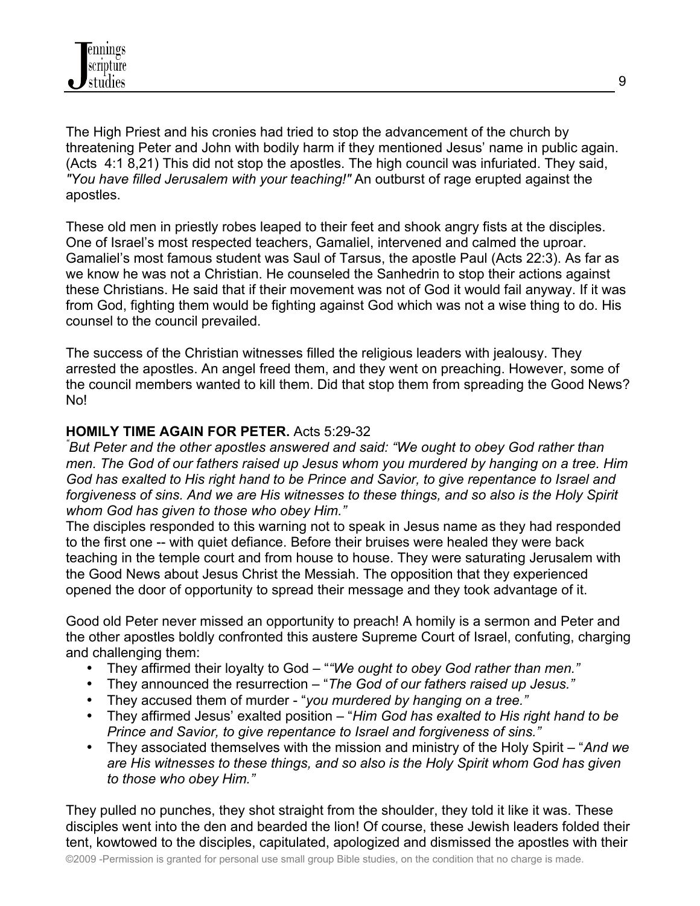The High Priest and his cronies had tried to stop the advancement of the church by threatening Peter and John with bodily harm if they mentioned Jesus' name in public again. (Acts 4:1 8,21) This did not stop the apostles. The high council was infuriated. They said, *"You have filled Jerusalem with your teaching!"* An outburst of rage erupted against the apostles.

These old men in priestly robes leaped to their feet and shook angry fists at the disciples. One of Israel's most respected teachers, Gamaliel, intervened and calmed the uproar. Gamaliel's most famous student was Saul of Tarsus, the apostle Paul (Acts 22:3). As far as we know he was not a Christian. He counseled the Sanhedrin to stop their actions against these Christians. He said that if their movement was not of God it would fail anyway. If it was from God, fighting them would be fighting against God which was not a wise thing to do. His counsel to the council prevailed.

The success of the Christian witnesses filled the religious leaders with jealousy. They arrested the apostles. An angel freed them, and they went on preaching. However, some of the council members wanted to kill them. Did that stop them from spreading the Good News? No!

**HOMILY TIME AGAIN FOR PETER.** Acts 5:29-32

*"But Peter and the other apostles answered and said: "We ought to obey God rather than men. The God of our fathers raised up Jesus whom you murdered by hanging on a tree. Him God has exalted to His right hand to be Prince and Savior, to give repentance to Israel and forgiveness of sins. And we are His witnesses to these things, and so also is the Holy Spirit whom God has given to those who obey Him."*

The disciples responded to this warning not to speak in Jesus name as they had responded to the first one -- with quiet defiance. Before their bruises were healed they were back teaching in the temple court and from house to house. They were saturating Jerusalem with the Good News about Jesus Christ the Messiah. The opposition that they experienced opened the door of opportunity to spread their message and they took advantage of it.

Good old Peter never missed an opportunity to preach! A homily is a sermon and Peter and the other apostles boldly confronted this austere Supreme Court of Israel, confuting, charging and challenging them:

- They affirmed their loyalty to God – "*"We ought to obey God rather than men."*
- They announced the resurrection – "*The God of our fathers raised up Jesus."*
- They accused them of murder - "*you murdered by hanging on a tree."*
- They affirmed Jesus' exalted position – "*Him God has exalted to His right hand to be Prince and Savior, to give repentance to Israel and forgiveness of sins."*
- They associated themselves with the mission and ministry of the Holy Spirit – "*And we are His witnesses to these things, and so also is the Holy Spirit whom God has given to those who obey Him."*

They pulled no punches, they shot straight from the shoulder, they told it like it was. These disciples went into the den and bearded the lion! Of course, these Jewish leaders folded their tent, kowtowed to the disciples, capitulated, apologized and dismissed the apostles with their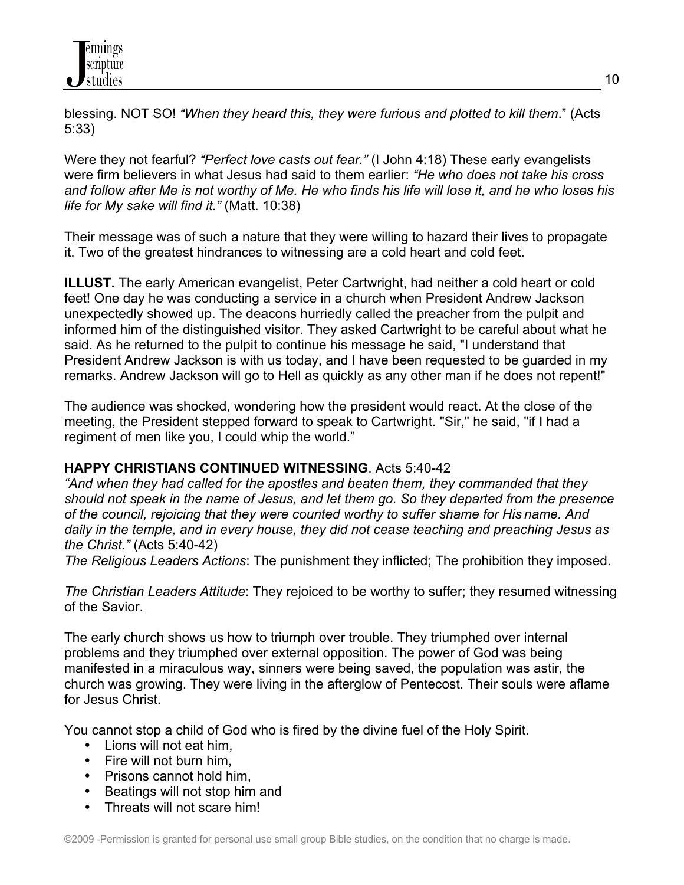blessing. NOT SO! *"When they heard this, they were furious and plotted to kill them*." (Acts 5:33)

Were they not fearful? *"Perfect love casts out fear."* (I John 4:18) These early evangelists were firm believers in what Jesus had said to them earlier: *"He who does not take his cross and follow after Me is not worthy of Me. He who finds his life will lose it, and he who loses his life for My sake will find it."* (Matt. 10:38)

Their message was of such a nature that they were willing to hazard their lives to propagate it. Two of the greatest hindrances to witnessing are a cold heart and cold feet.

**ILLUST.** The early American evangelist, Peter Cartwright, had neither a cold heart or cold feet! One day he was conducting a service in a church when President Andrew Jackson unexpectedly showed up. The deacons hurriedly called the preacher from the pulpit and informed him of the distinguished visitor. They asked Cartwright to be careful about what he said. As he returned to the pulpit to continue his message he said, "I understand that President Andrew Jackson is with us today, and I have been requested to be guarded in my remarks. Andrew Jackson will go to Hell as quickly as any other man if he does not repent!"

The audience was shocked, wondering how the president would react. At the close of the meeting, the President stepped forward to speak to Cartwright. "Sir," he said, "if I had a regiment of men like you, I could whip the world."

**HAPPY CHRISTIANS CONTINUED WITNESSING**. Acts 5:40-42

*"And when they had called for the apostles and beaten them, they commanded that they should not speak in the name of Jesus, and let them go. So they departed from the presence of the council, rejoicing that they were counted worthy to suffer shame for His name. And daily in the temple, and in every house, they did not cease teaching and preaching Jesus as the Christ."* (Acts 5:40-42)

*The Religious Leaders Actions*: The punishment they inflicted; The prohibition they imposed.

*The Christian Leaders Attitude*: They rejoiced to be worthy to suffer; they resumed witnessing of the Savior.

The early church shows us how to triumph over trouble. They triumphed over internal problems and they triumphed over external opposition. The power of God was being manifested in a miraculous way, sinners were being saved, the population was astir, the church was growing. They were living in the afterglow of Pentecost. Their souls were aflame for Jesus Christ.

You cannot stop a child of God who is fired by the divine fuel of the Holy Spirit.

- Lions will not eat him,
- Fire will not burn him,
- Prisons cannot hold him,
- Beatings will not stop him and
- Threats will not scare him!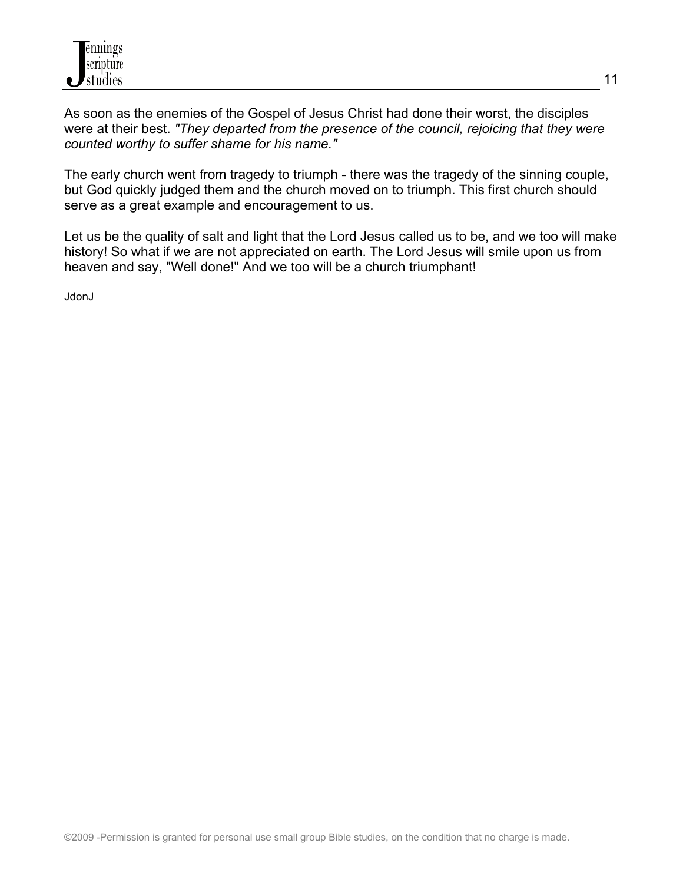As soon as the enemies of the Gospel of Jesus Christ had done their worst, the disciples were at their best. *"They departed from the presence of the council, rejoicing that they were counted worthy to suffer shame for his name."*

The early church went from tragedy to triumph - there was the tragedy of the sinning couple, but God quickly judged them and the church moved on to triumph. This first church should serve as a great example and encouragement to us.

Let us be the quality of salt and light that the Lord Jesus called us to be, and we too will make history! So what if we are not appreciated on earth. The Lord Jesus will smile upon us from heaven and say, "Well done!" And we too will be a church triumphant!

JdonJ